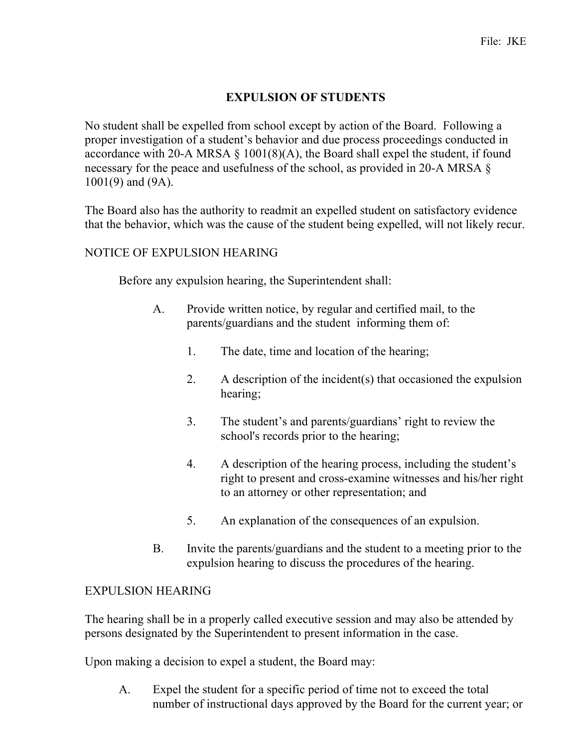File: JKE

# EXPULSION OF STUDENTS

No student shall be expelled from school except by action of the Board. Following a proper investigation of a student's behavior and due process proceedings conducted in accordance with 20-A MRSA § 1001(8)(A), the Board shall expel the student, if found necessary for the peace and usefulness of the school, as provided in 20-A MRSA § 1001(9) and (9A).

The Board also has the authority to readmit an expelled student on satisfactory evidence that the behavior, which was the cause of the student being expelled, will not likely recur.

## NOTICE OF EXPULSION HEARING

Before any expulsion hearing, the Superintendent shall:

A. Provide written notice, by regular and certified mail, to the parents/guardians and the student informing them of:

1. The date, time and location of the hearing;
2. A description of the incident(s) that occasioned the expulsion hearing;
3. The student's and parents/guardians' right to review the school's records prior to the hearing;
4. A description of the hearing process, including the student's right to present and cross-examine witnesses and his/her right to an attorney or other representation; and
5. An explanation of the consequences of an expulsion.

B. Invite the parents/guardians and the student to a meeting prior to the expulsion hearing to discuss the procedures of the hearing.

## EXPULSION HEARING

The hearing shall be in a properly called executive session and may also be attended by persons designated by the Superintendent to present information in the case.

Upon making a decision to expel a student, the Board may:

A. Expel the student for a specific period of time not to exceed the total number of instructional days approved by the Board for the current year; or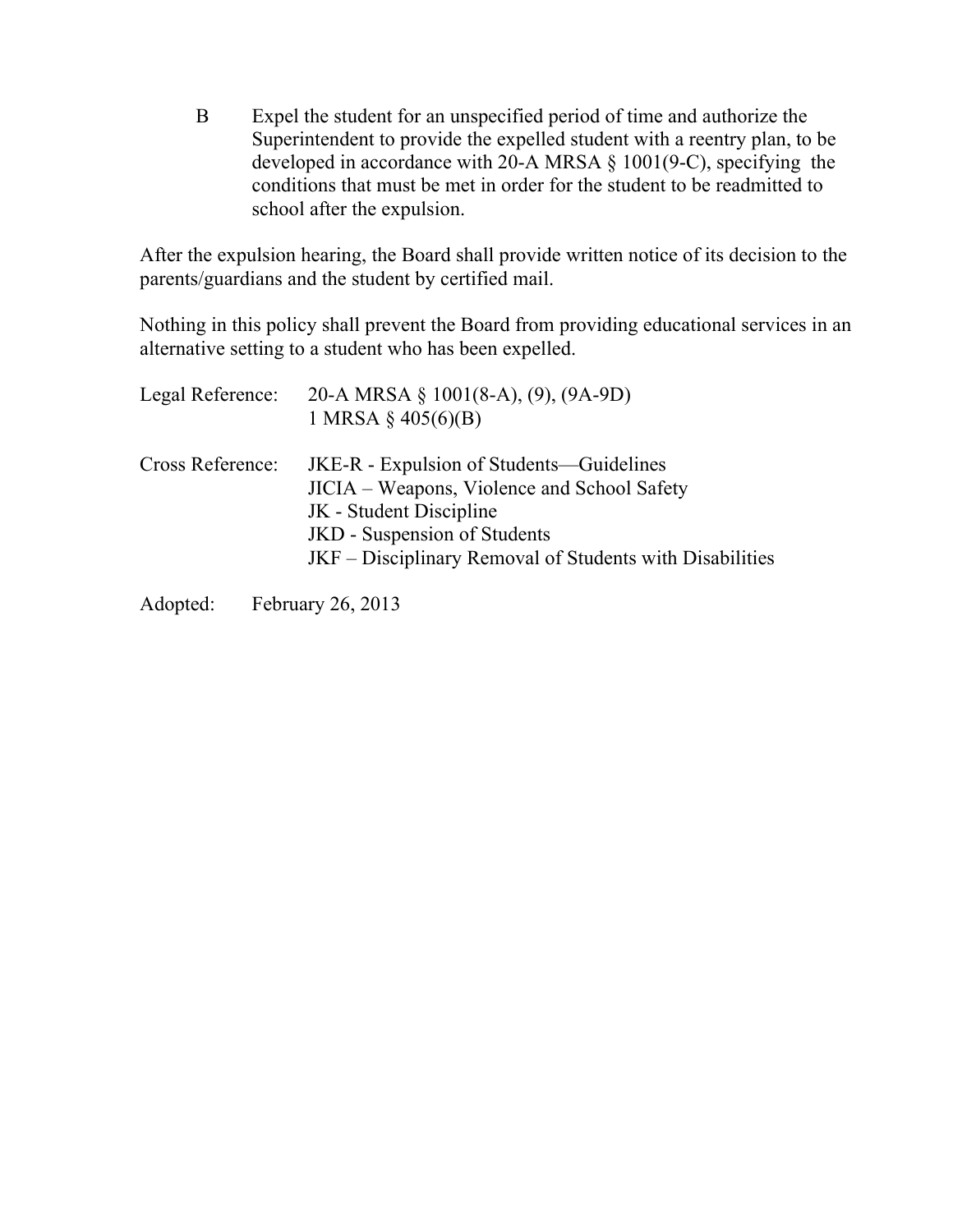B Expel the student for an unspecified period of time and authorize the Superintendent to provide the expelled student with a reentry plan, to be developed in accordance with 20-A MRSA § 1001(9-C), specifying the conditions that must be met in order for the student to be readmitted to school after the expulsion.

After the expulsion hearing, the Board shall provide written notice of its decision to the parents/guardians and the student by certified mail.

Nothing in this policy shall prevent the Board from providing educational services in an alternative setting to a student who has been expelled.

Legal Reference: 20-A MRSA § 1001(8-A), (9), (9A-9D)
1 MRSA § 405(6)(B)

Cross Reference: JKE-R - Expulsion of Students—Guidelines
JICIA – Weapons, Violence and School Safety
JK - Student Discipline
JKD - Suspension of Students
JKF – Disciplinary Removal of Students with Disabilities

Adopted: February 26, 2013